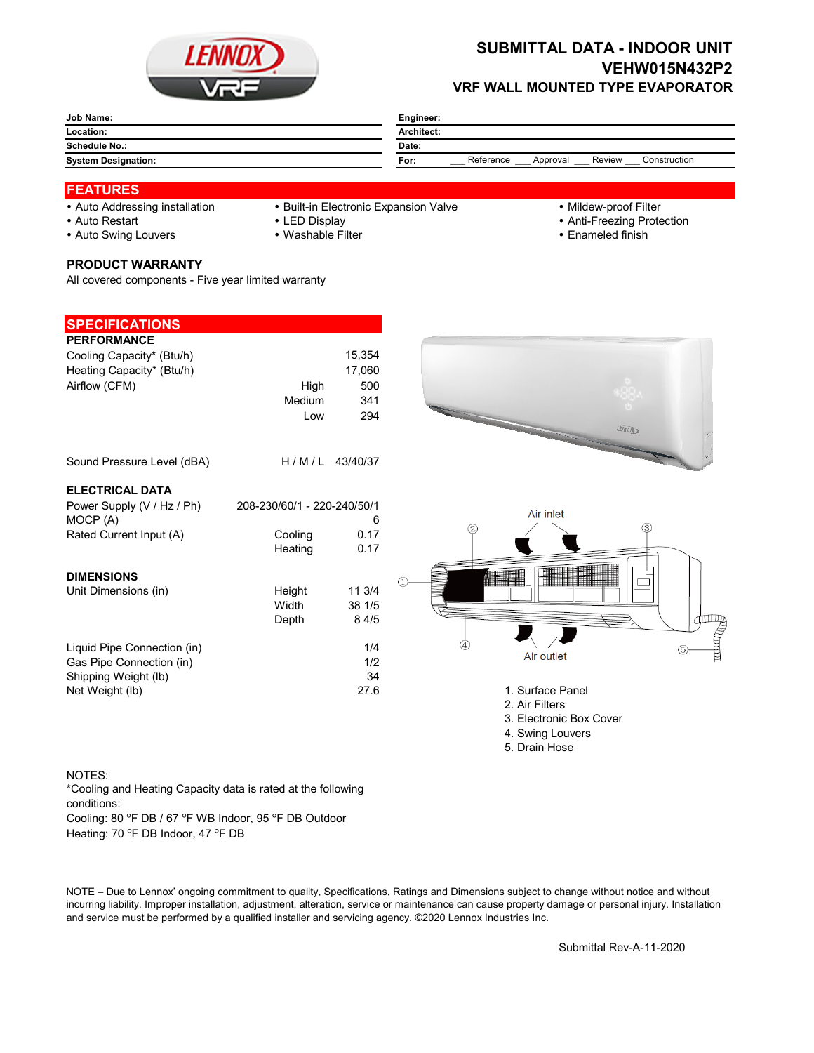# SUBMITTAL DATA - INDOOR UNIT
## VEHW015N432P2
### VRF WALL MOUNTED TYPE EVAPORATOR

| | | | |
|---|---|---|---|
| **Job Name:** | | **Engineer:** | |
| **Location:** | | **Architect:** | |
| **Schedule No.:** | | **Date:** | |
| **System Designation:** | | **For:** | ___ Reference ___ Approval ___ Review ___ Construction |

## FEATURES

- Auto Addressing installation
- Auto Restart
- Auto Swing Louvers
- Built-in Electronic Expansion Valve
- LED Display
- Washable Filter
- Mildew-proof Filter
- Anti-Freezing Protection
- Enameled finish

### PRODUCT WARRANTY

All covered components - Five year limited warranty

## SPECIFICATIONS

### PERFORMANCE

| | | |
|---|---|---|
| Cooling Capacity* (Btu/h) | | 15,354 |
| Heating Capacity* (Btu/h) | | 17,060 |
| Airflow (CFM) | High | 500 |
| | Medium | 341 |
| | Low | 294 |
| Sound Pressure Level (dBA) | H / M / L | 43/40/37 |

### ELECTRICAL DATA

| | | |
|---|---|---|
| Power Supply (V / Hz / Ph) | | 208-230/60/1 - 220-240/50/1 |
| MOCP (A) | | 6 |
| Rated Current Input (A) | Cooling | 0.17 |
| | Heating | 0.17 |

### DIMENSIONS

| | | |
|---|---|---|
| Unit Dimensions (in) | Height | 11 3/4 |
| | Width | 38 1/5 |
| | Depth | 8 4/5 |
| Liquid Pipe Connection (in) | | 1/4 |
| Gas Pipe Connection (in) | | 1/2 |
| Shipping Weight (lb) | | 34 |
| Net Weight (lb) | | 27.6 |

Air inlet

Air outlet

1. Surface Panel
2. Air Filters
3. Electronic Box Cover
4. Swing Louvers
5. Drain Hose

NOTES:
*Cooling and Heating Capacity data is rated at the following conditions:
Cooling: 80 °F DB / 67 °F WB Indoor, 95 °F DB Outdoor
Heating: 70 °F DB Indoor, 47 °F DB

NOTE – Due to Lennox' ongoing commitment to quality, Specifications, Ratings and Dimensions subject to change without notice and without incurring liability. Improper installation, adjustment, alteration, service or maintenance can cause property damage or personal injury. Installation and service must be performed by a qualified installer and servicing agency. ©2020 Lennox Industries Inc.

Submittal Rev-A-11-2020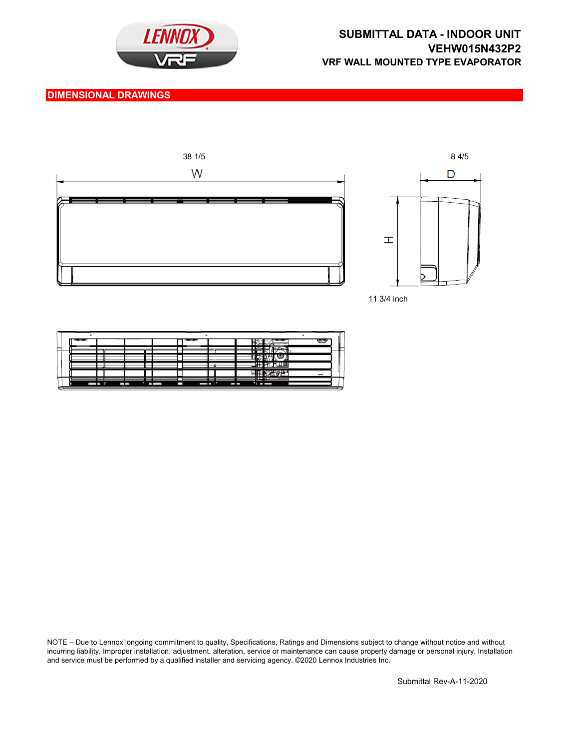# SUBMITTAL DATA - INDOOR UNIT
## VEHW015N432P2
### VRF WALL MOUNTED TYPE EVAPORATOR

## DIMENSIONAL DRAWINGS

38 1/5

W

8 4/5

D

H

11 3/4 inch

NOTE – Due to Lennox' ongoing commitment to quality, Specifications, Ratings and Dimensions subject to change without notice and without incurring liability. Improper installation, adjustment, alteration, service or maintenance can cause property damage or personal injury. Installation and service must be performed by a qualified installer and servicing agency. ©2020 Lennox Industries Inc.

Submittal Rev-A-11-2020